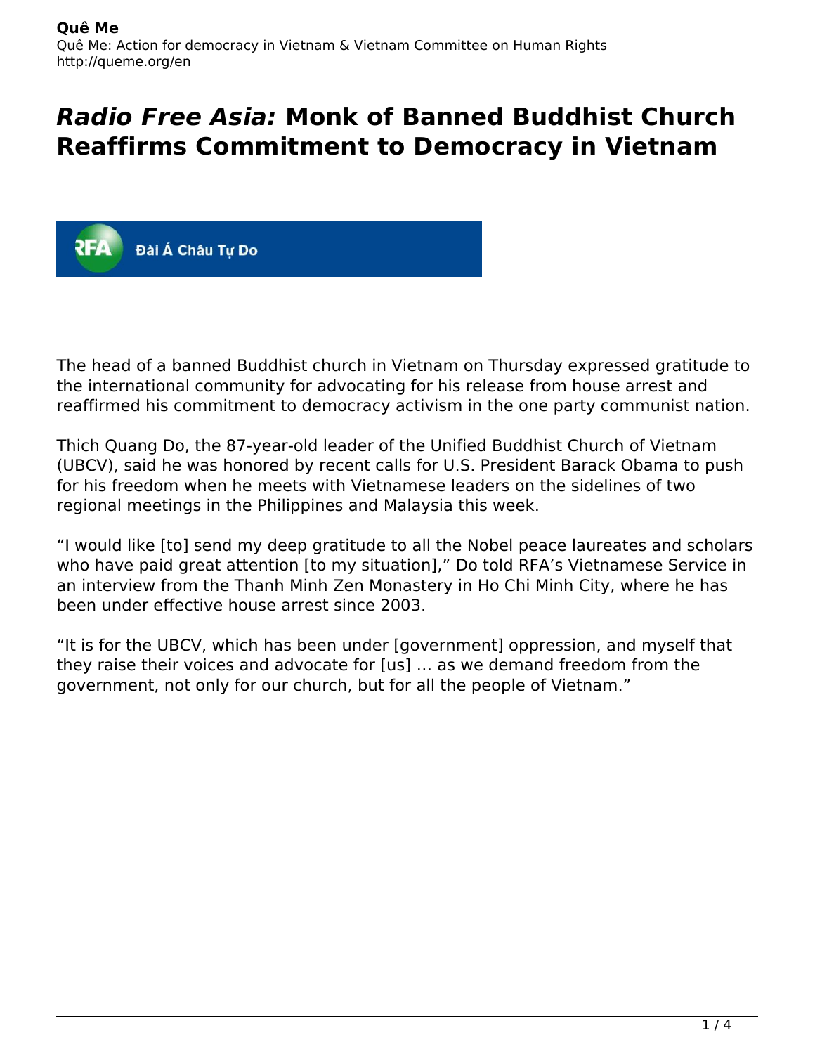# *Radio Free Asia:* Monk of Banned Buddhist Church Reaffirms Commitment to Democracy in Vietnam

Đài Á Châu Tự Do

The head of a banned Buddhist church in Vietnam on Thursday expressed gratitude to the international community for advocating for his release from house arrest and reaffirmed his commitment to democracy activism in the one party communist nation.

Thich Quang Do, the 87-year-old leader of the Unified Buddhist Church of Vietnam (UBCV), said he was honored by recent calls for U.S. President Barack Obama to push for his freedom when he meets with Vietnamese leaders on the sidelines of two regional meetings in the Philippines and Malaysia this week.

"I would like [to] send my deep gratitude to all the Nobel peace laureates and scholars who have paid great attention [to my situation]," Do told RFA's Vietnamese Service in an interview from the Thanh Minh Zen Monastery in Ho Chi Minh City, where he has been under effective house arrest since 2003.

"It is for the UBCV, which has been under [government] oppression, and myself that they raise their voices and advocate for [us] … as we demand freedom from the government, not only for our church, but for all the people of Vietnam."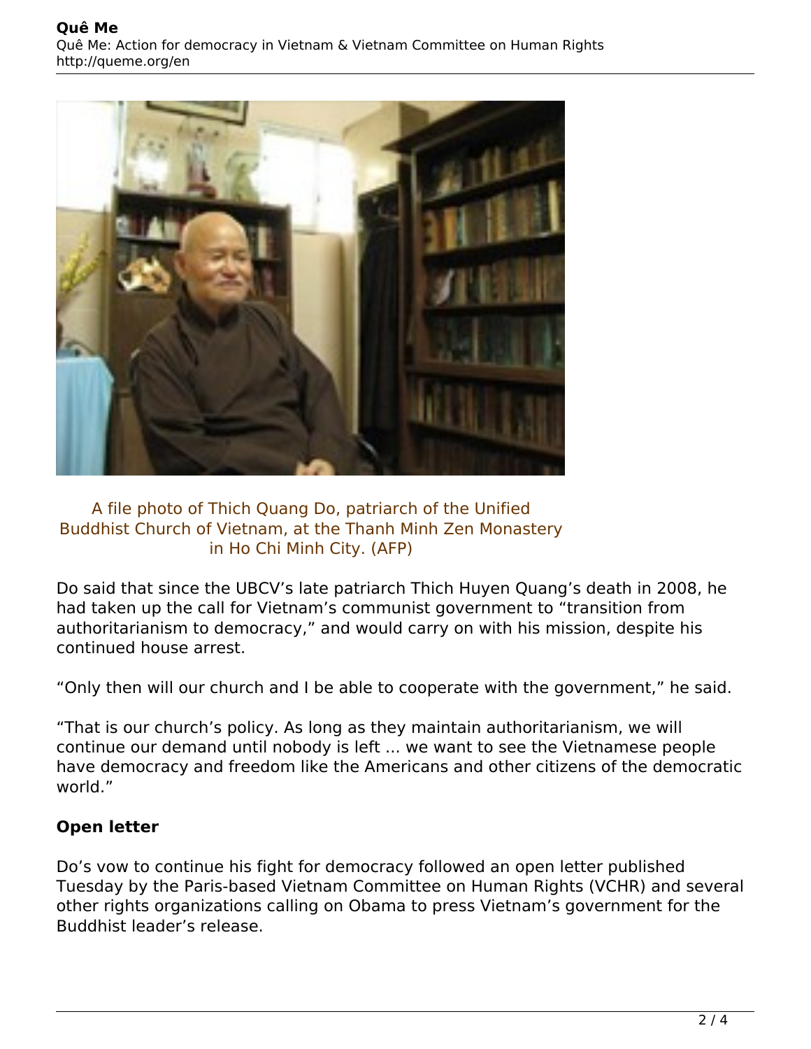A file photo of Thich Quang Do, patriarch of the Unified Buddhist Church of Vietnam, at the Thanh Minh Zen Monastery in Ho Chi Minh City. (AFP)

Do said that since the UBCV's late patriarch Thich Huyen Quang's death in 2008, he had taken up the call for Vietnam's communist government to "transition from authoritarianism to democracy," and would carry on with his mission, despite his continued house arrest.

"Only then will our church and I be able to cooperate with the government," he said.

"That is our church's policy. As long as they maintain authoritarianism, we will continue our demand until nobody is left ... we want to see the Vietnamese people have democracy and freedom like the Americans and other citizens of the democratic world."

## Open letter

Do's vow to continue his fight for democracy followed an open letter published Tuesday by the Paris-based Vietnam Committee on Human Rights (VCHR) and several other rights organizations calling on Obama to press Vietnam's government for the Buddhist leader's release.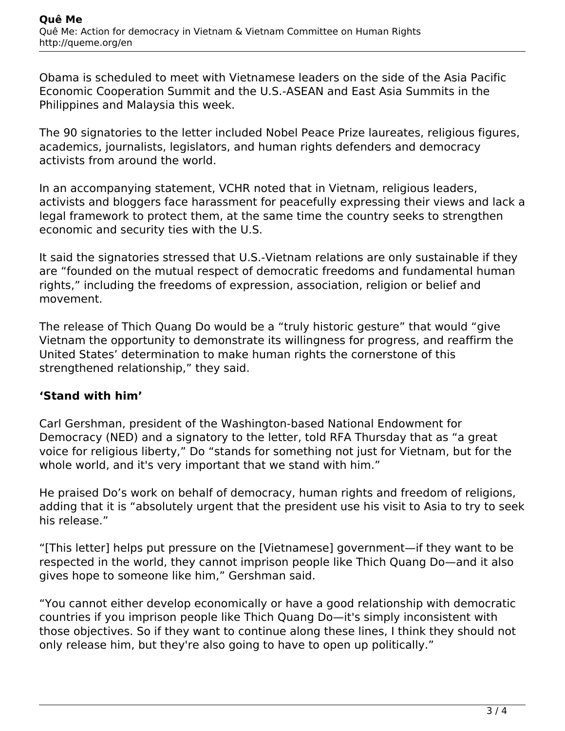Obama is scheduled to meet with Vietnamese leaders on the side of the Asia Pacific Economic Cooperation Summit and the U.S.-ASEAN and East Asia Summits in the Philippines and Malaysia this week.

The 90 signatories to the letter included Nobel Peace Prize laureates, religious figures, academics, journalists, legislators, and human rights defenders and democracy activists from around the world.

In an accompanying statement, VCHR noted that in Vietnam, religious leaders, activists and bloggers face harassment for peacefully expressing their views and lack a legal framework to protect them, at the same time the country seeks to strengthen economic and security ties with the U.S.

It said the signatories stressed that U.S.-Vietnam relations are only sustainable if they are "founded on the mutual respect of democratic freedoms and fundamental human rights," including the freedoms of expression, association, religion or belief and movement.

The release of Thich Quang Do would be a "truly historic gesture" that would "give Vietnam the opportunity to demonstrate its willingness for progress, and reaffirm the United States' determination to make human rights the cornerstone of this strengthened relationship," they said.

## 'Stand with him'

Carl Gershman, president of the Washington-based National Endowment for Democracy (NED) and a signatory to the letter, told RFA Thursday that as "a great voice for religious liberty," Do "stands for something not just for Vietnam, but for the whole world, and it's very important that we stand with him."

He praised Do's work on behalf of democracy, human rights and freedom of religions, adding that it is "absolutely urgent that the president use his visit to Asia to try to seek his release."

"[This letter] helps put pressure on the [Vietnamese] government—if they want to be respected in the world, they cannot imprison people like Thich Quang Do—and it also gives hope to someone like him," Gershman said.

"You cannot either develop economically or have a good relationship with democratic countries if you imprison people like Thich Quang Do—it's simply inconsistent with those objectives. So if they want to continue along these lines, I think they should not only release him, but they're also going to have to open up politically."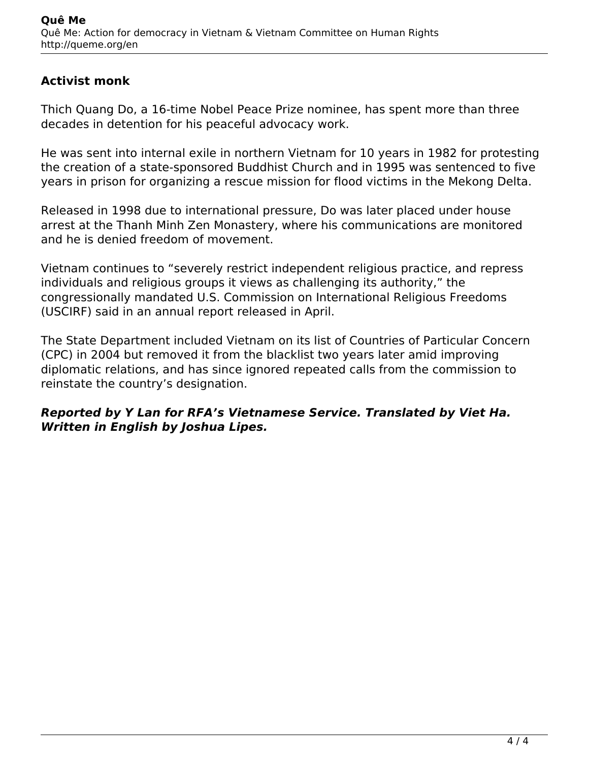## Activist monk

Thich Quang Do, a 16-time Nobel Peace Prize nominee, has spent more than three decades in detention for his peaceful advocacy work.

He was sent into internal exile in northern Vietnam for 10 years in 1982 for protesting the creation of a state-sponsored Buddhist Church and in 1995 was sentenced to five years in prison for organizing a rescue mission for flood victims in the Mekong Delta.

Released in 1998 due to international pressure, Do was later placed under house arrest at the Thanh Minh Zen Monastery, where his communications are monitored and he is denied freedom of movement.

Vietnam continues to "severely restrict independent religious practice, and repress individuals and religious groups it views as challenging its authority," the congressionally mandated U.S. Commission on International Religious Freedoms (USCIRF) said in an annual report released in April.

The State Department included Vietnam on its list of Countries of Particular Concern (CPC) in 2004 but removed it from the blacklist two years later amid improving diplomatic relations, and has since ignored repeated calls from the commission to reinstate the country's designation.

***Reported by Y Lan for RFA's Vietnamese Service. Translated by Viet Ha. Written in English by Joshua Lipes.***